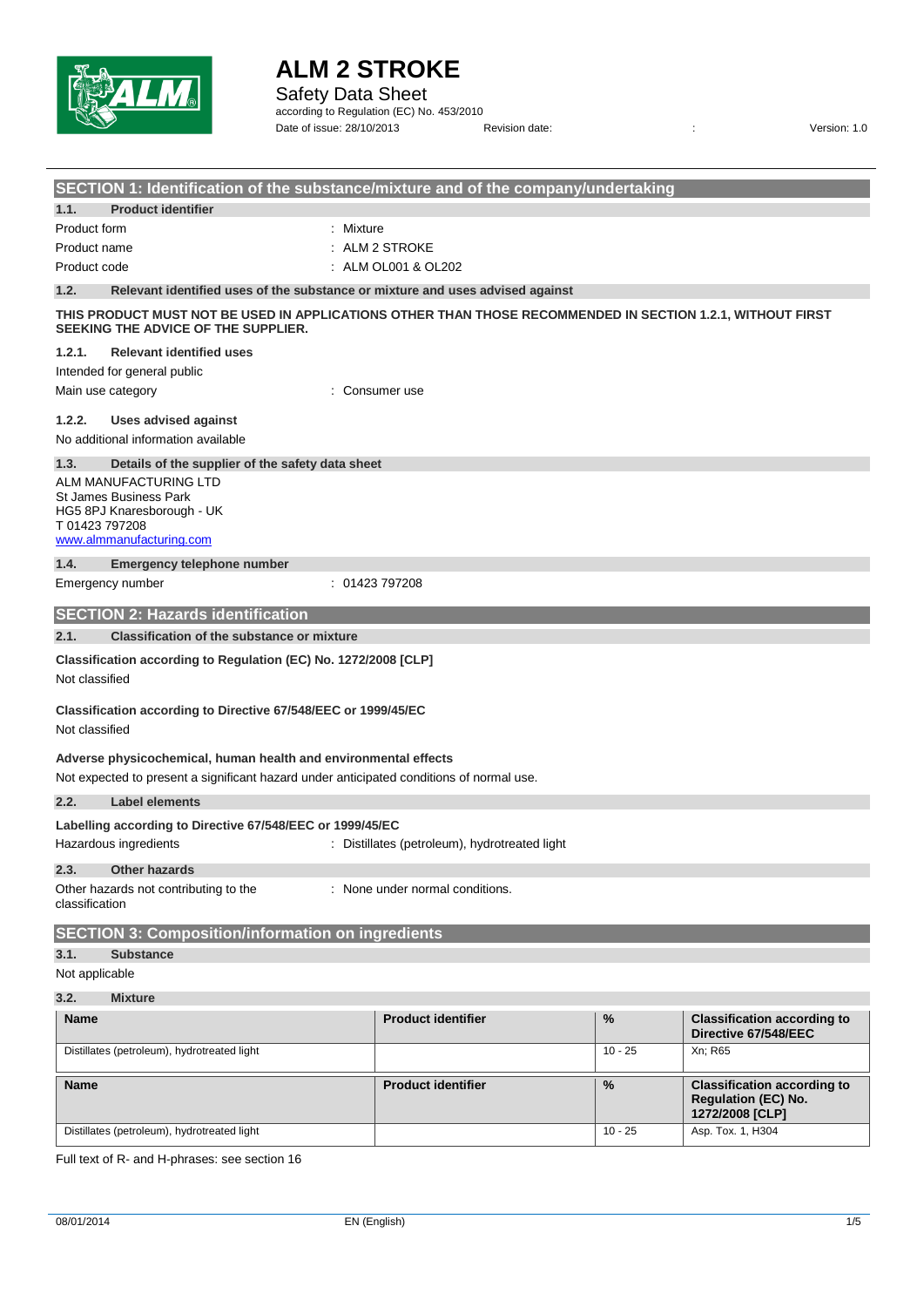# ALM 2 STROKE

Safety Data Sheet

according to Regulation (EC) No. 453/2010

Date of issue: 28/10/2013 Revision date: : Version: 1.0

## SECTION 1: Identification of the substance/mixture and of the company/undertaking

### 1.1. Product identifier

Product form : Mixture

Product name : ALM 2 STROKE

Product code : ALM OL001 & OL202

### 1.2. Relevant identified uses of the substance or mixture and uses advised against

**THIS PRODUCT MUST NOT BE USED IN APPLICATIONS OTHER THAN THOSE RECOMMENDED IN SECTION 1.2.1, WITHOUT FIRST SEEKING THE ADVICE OF THE SUPPLIER.**

#### 1.2.1. Relevant identified uses

Intended for general public

Main use category : Consumer use

#### 1.2.2. Uses advised against

No additional information available

### 1.3. Details of the supplier of the safety data sheet

ALM MANUFACTURING LTD
St James Business Park
HG5 8PJ Knaresborough - UK
T 01423 797208
www.almmanufacturing.com

### 1.4. Emergency telephone number

Emergency number : 01423 797208

## SECTION 2: Hazards identification

### 2.1. Classification of the substance or mixture

**Classification according to Regulation (EC) No. 1272/2008 [CLP]**

Not classified

**Classification according to Directive 67/548/EEC or 1999/45/EC**

Not classified

**Adverse physicochemical, human health and environmental effects**

Not expected to present a significant hazard under anticipated conditions of normal use.

### 2.2. Label elements

**Labelling according to Directive 67/548/EEC or 1999/45/EC**

Hazardous ingredients : Distillates (petroleum), hydrotreated light

### 2.3. Other hazards

Other hazards not contributing to the classification : None under normal conditions.

## SECTION 3: Composition/information on ingredients

### 3.1. Substance

Not applicable

### 3.2. Mixture

| Name | Product identifier | % | Classification according to Directive 67/548/EEC |
|---|---|---|---|
| Distillates (petroleum), hydrotreated light | | 10 - 25 | Xn; R65 |

| Name | Product identifier | % | Classification according to Regulation (EC) No. 1272/2008 [CLP] |
|---|---|---|---|
| Distillates (petroleum), hydrotreated light | | 10 - 25 | Asp. Tox. 1, H304 |

Full text of R- and H-phrases: see section 16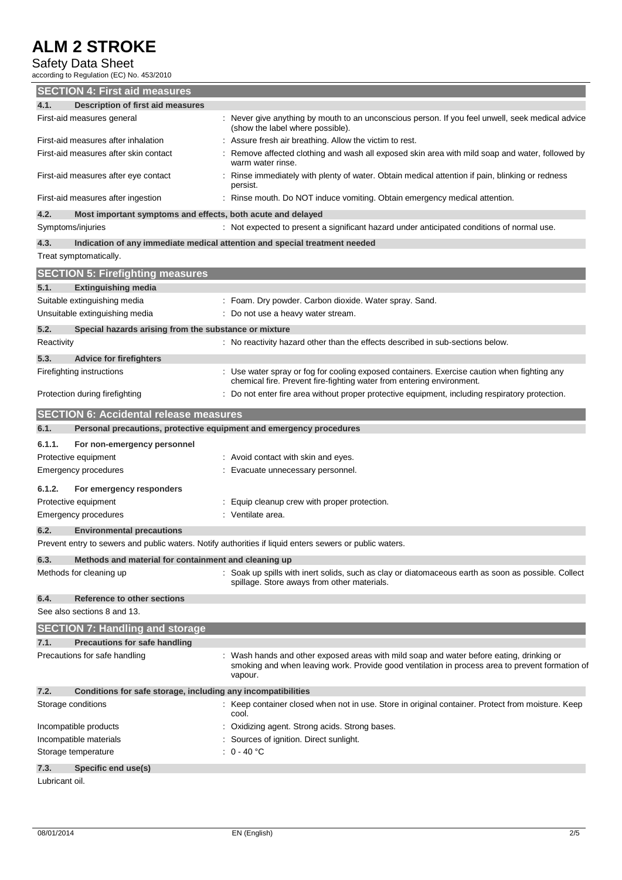## SECTION 4: First aid measures

### 4.1. Description of first aid measures

| | |
|---|---|
| First-aid measures general | : Never give anything by mouth to an unconscious person. If you feel unwell, seek medical advice (show the label where possible). |
| First-aid measures after inhalation | : Assure fresh air breathing. Allow the victim to rest. |
| First-aid measures after skin contact | : Remove affected clothing and wash all exposed skin area with mild soap and water, followed by warm water rinse. |
| First-aid measures after eye contact | : Rinse immediately with plenty of water. Obtain medical attention if pain, blinking or redness persist. |
| First-aid measures after ingestion | : Rinse mouth. Do NOT induce vomiting. Obtain emergency medical attention. |

### 4.2. Most important symptoms and effects, both acute and delayed

| | |
|---|---|
| Symptoms/injuries | : Not expected to present a significant hazard under anticipated conditions of normal use. |

### 4.3. Indication of any immediate medical attention and special treatment needed

Treat symptomatically.

## SECTION 5: Firefighting measures

### 5.1. Extinguishing media

| | |
|---|---|
| Suitable extinguishing media | : Foam. Dry powder. Carbon dioxide. Water spray. Sand. |
| Unsuitable extinguishing media | : Do not use a heavy water stream. |

### 5.2. Special hazards arising from the substance or mixture

| | |
|---|---|
| Reactivity | : No reactivity hazard other than the effects described in sub-sections below. |

### 5.3. Advice for firefighters

| | |
|---|---|
| Firefighting instructions | : Use water spray or fog for cooling exposed containers. Exercise caution when fighting any chemical fire. Prevent fire-fighting water from entering environment. |
| Protection during firefighting | : Do not enter fire area without proper protective equipment, including respiratory protection. |

## SECTION 6: Accidental release measures

### 6.1. Personal precautions, protective equipment and emergency procedures

#### 6.1.1. For non-emergency personnel

| | |
|---|---|
| Protective equipment | : Avoid contact with skin and eyes. |
| Emergency procedures | : Evacuate unnecessary personnel. |

#### 6.1.2. For emergency responders

| | |
|---|---|
| Protective equipment | : Equip cleanup crew with proper protection. |
| Emergency procedures | : Ventilate area. |

### 6.2. Environmental precautions

Prevent entry to sewers and public waters. Notify authorities if liquid enters sewers or public waters.

### 6.3. Methods and material for containment and cleaning up

| | |
|---|---|
| Methods for cleaning up | : Soak up spills with inert solids, such as clay or diatomaceous earth as soon as possible. Collect spillage. Store aways from other materials. |

### 6.4. Reference to other sections

See also sections 8 and 13.

## SECTION 7: Handling and storage

### 7.1. Precautions for safe handling

| | |
|---|---|
| Precautions for safe handling | : Wash hands and other exposed areas with mild soap and water before eating, drinking or smoking and when leaving work. Provide good ventilation in process area to prevent formation of vapour. |

### 7.2. Conditions for safe storage, including any incompatibilities

| | |
|---|---|
| Storage conditions | : Keep container closed when not in use. Store in original container. Protect from moisture. Keep cool. |
| Incompatible products | : Oxidizing agent. Strong acids. Strong bases. |
| Incompatible materials | : Sources of ignition. Direct sunlight. |
| Storage temperature | : 0 - 40 °C |

### 7.3. Specific end use(s)

Lubricant oil.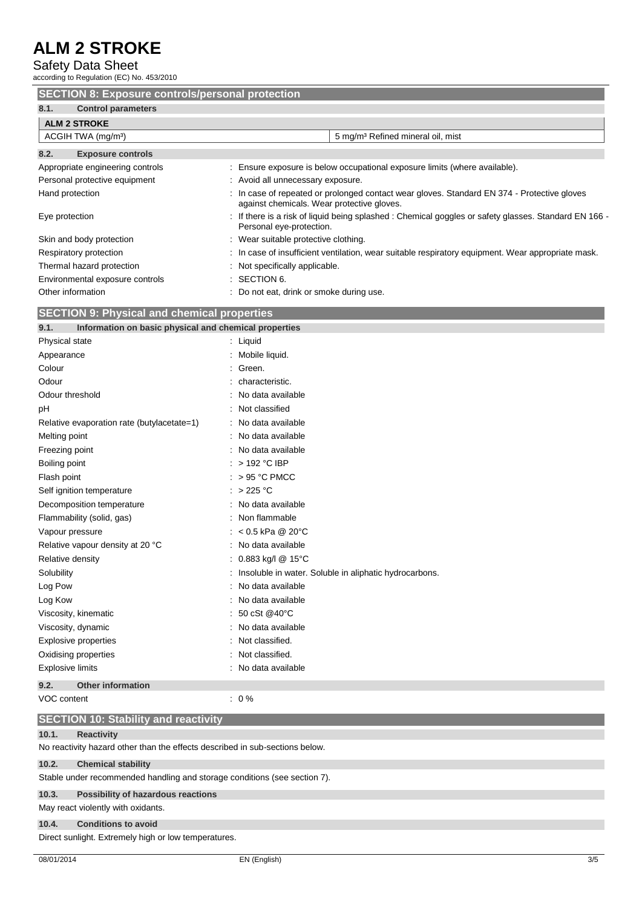## SECTION 8: Exposure controls/personal protection

### 8.1. Control parameters

| ALM 2 STROKE | |
|---|---|
| ACGIH TWA (mg/m³) | 5 mg/m³ Refined mineral oil, mist |

### 8.2. Exposure controls

Appropriate engineering controls : Ensure exposure is below occupational exposure limits (where available).

Personal protective equipment : Avoid all unnecessary exposure.

Hand protection : In case of repeated or prolonged contact wear gloves. Standard EN 374 - Protective gloves against chemicals. Wear protective gloves.

Eye protection : If there is a risk of liquid being splashed : Chemical goggles or safety glasses. Standard EN 166 - Personal eye-protection.

Skin and body protection : Wear suitable protective clothing.

Respiratory protection : In case of insufficient ventilation, wear suitable respiratory equipment. Wear appropriate mask.

Thermal hazard protection : Not specifically applicable.

Environmental exposure controls : SECTION 6.

Other information : Do not eat, drink or smoke during use.

## SECTION 9: Physical and chemical properties

### 9.1. Information on basic physical and chemical properties

Physical state : Liquid

Appearance : Mobile liquid.

Colour : Green.

Odour : characteristic.

Odour threshold : No data available

pH : Not classified

Relative evaporation rate (butylacetate=1) : No data available

Melting point : No data available

Freezing point : No data available

Boiling point : > 192 °C IBP

Flash point : > 95 °C PMCC

Self ignition temperature : > 225 °C

Decomposition temperature : No data available

Flammability (solid, gas) : Non flammable

Vapour pressure : < 0.5 kPa @ 20°C

Relative vapour density at 20 °C : No data available

Relative density : 0.883 kg/l @ 15°C

Solubility : Insoluble in water. Soluble in aliphatic hydrocarbons.

Log Pow : No data available

Log Kow : No data available

Viscosity, kinematic : 50 cSt @40°C

Viscosity, dynamic : No data available

Explosive properties : Not classified.

Oxidising properties : Not classified.

Explosive limits : No data available

### 9.2. Other information

VOC content : 0 %

## SECTION 10: Stability and reactivity

### 10.1. Reactivity

No reactivity hazard other than the effects described in sub-sections below.

### 10.2. Chemical stability

Stable under recommended handling and storage conditions (see section 7).

### 10.3. Possibility of hazardous reactions

May react violently with oxidants.

### 10.4. Conditions to avoid

Direct sunlight. Extremely high or low temperatures.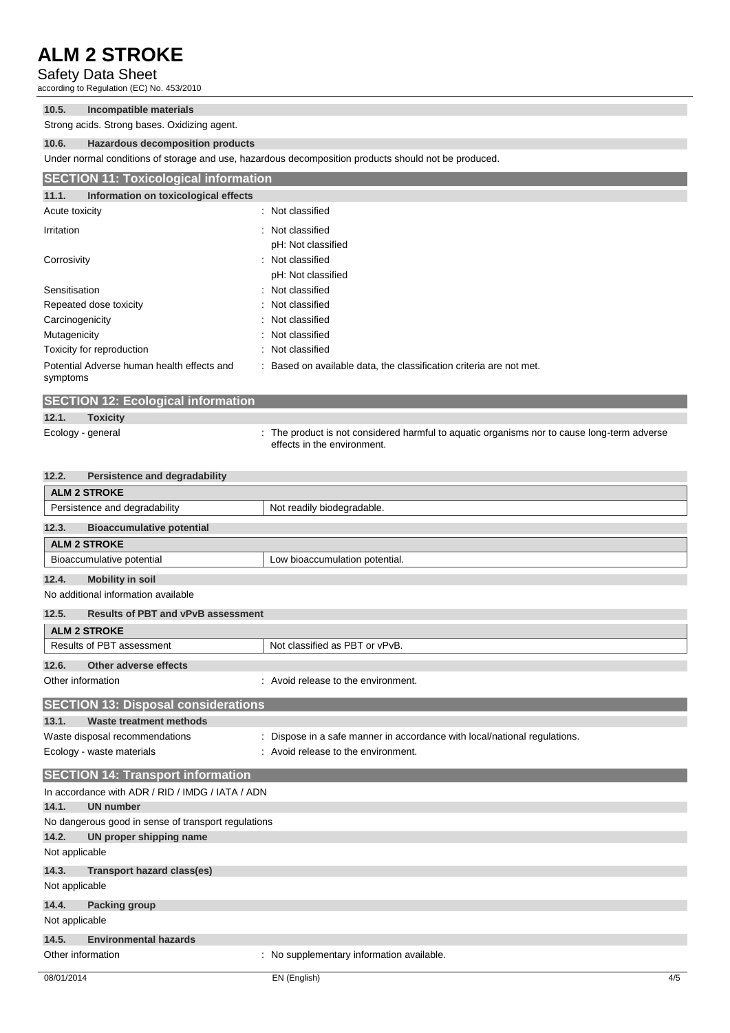**10.5. Incompatible materials**

Strong acids. Strong bases. Oxidizing agent.

**10.6. Hazardous decomposition products**

Under normal conditions of storage and use, hazardous decomposition products should not be produced.

## SECTION 11: Toxicological information

**11.1. Information on toxicological effects**

| | |
|---|---|
| Acute toxicity | : Not classified |
| Irritation | : Not classified<br>pH: Not classified |
| Corrosivity | : Not classified<br>pH: Not classified |
| Sensitisation | : Not classified |
| Repeated dose toxicity | : Not classified |
| Carcinogenicity | : Not classified |
| Mutagenicity | : Not classified |
| Toxicity for reproduction | : Not classified |
| Potential Adverse human health effects and symptoms | : Based on available data, the classification criteria are not met. |

## SECTION 12: Ecological information

**12.1. Toxicity**

| | |
|---|---|
| Ecology - general | : The product is not considered harmful to aquatic organisms nor to cause long-term adverse effects in the environment. |

**12.2. Persistence and degradability**

| ALM 2 STROKE | |
|---|---|
| Persistence and degradability | Not readily biodegradable. |

**12.3. Bioaccumulative potential**

| ALM 2 STROKE | |
|---|---|
| Bioaccumulative potential | Low bioaccumulation potential. |

**12.4. Mobility in soil**

No additional information available

**12.5. Results of PBT and vPvB assessment**

| ALM 2 STROKE | |
|---|---|
| Results of PBT assessment | Not classified as PBT or vPvB. |

**12.6. Other adverse effects**

| | |
|---|---|
| Other information | : Avoid release to the environment. |

## SECTION 13: Disposal considerations

**13.1. Waste treatment methods**

| | |
|---|---|
| Waste disposal recommendations | : Dispose in a safe manner in accordance with local/national regulations. |
| Ecology - waste materials | : Avoid release to the environment. |

## SECTION 14: Transport information

In accordance with ADR / RID / IMDG / IATA / ADN

**14.1. UN number**

No dangerous good in sense of transport regulations

**14.2. UN proper shipping name**

Not applicable

**14.3. Transport hazard class(es)**

Not applicable

**14.4. Packing group**

Not applicable

**14.5. Environmental hazards**

| | |
|---|---|
| Other information | : No supplementary information available. |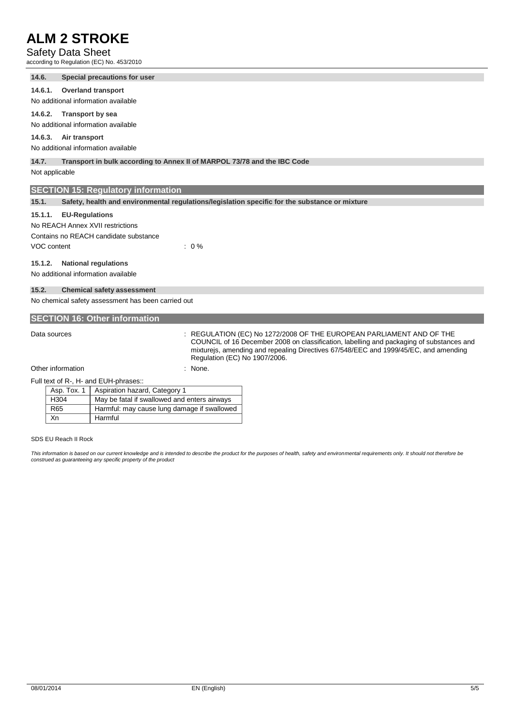### 14.6. Special precautions for user

#### 14.6.1. Overland transport

No additional information available

#### 14.6.2. Transport by sea

No additional information available

#### 14.6.3. Air transport

No additional information available

### 14.7. Transport in bulk according to Annex II of MARPOL 73/78 and the IBC Code

Not applicable

## SECTION 15: Regulatory information

### 15.1. Safety, health and environmental regulations/legislation specific for the substance or mixture

#### 15.1.1. EU-Regulations

No REACH Annex XVII restrictions

Contains no REACH candidate substance

VOC content : 0 %

#### 15.1.2. National regulations

No additional information available

### 15.2. Chemical safety assessment

No chemical safety assessment has been carried out

## SECTION 16: Other information

Data sources : REGULATION (EC) No 1272/2008 OF THE EUROPEAN PARLIAMENT AND OF THE COUNCIL of 16 December 2008 on classification, labelling and packaging of substances and mixturejs, amending and repealing Directives 67/548/EEC and 1999/45/EC, and amending Regulation (EC) No 1907/2006.

Other information : None.

Full text of R-, H- and EUH-phrases::

| | |
|---|---|
| Asp. Tox. 1 | Aspiration hazard, Category 1 |
| H304 | May be fatal if swallowed and enters airways |
| R65 | Harmful: may cause lung damage if swallowed |
| Xn | Harmful |

SDS EU Reach II Rock

*This information is based on our current knowledge and is intended to describe the product for the purposes of health, safety and environmental requirements only. It should not therefore be construed as guaranteeing any specific property of the product*